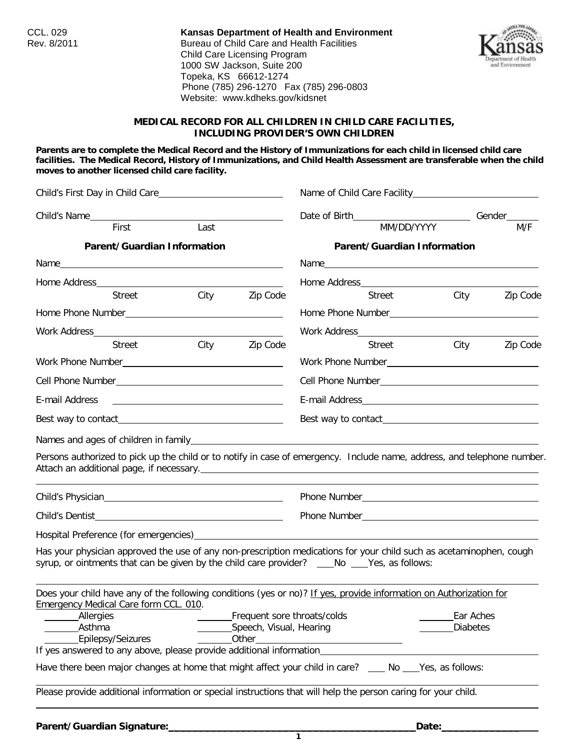CCL. 029
Rev. 8/2011

**Kansas Department of Health and Environment**
Bureau of Child Care and Health Facilities
Child Care Licensing Program
1000 SW Jackson, Suite 200
Topeka, KS 66612-1274
Phone (785) 296-1270 Fax (785) 296-0803
Website: www.kdheks.gov/kidsnet

## MEDICAL RECORD FOR ALL CHILDREN IN CHILD CARE FACILITIES, INCLUDING PROVIDER'S OWN CHILDREN

**Parents are to complete the Medical Record and the History of Immunizations for each child in licensed child care facilities. The Medical Record, History of Immunizations, and Child Health Assessment are transferable when the child moves to another licensed child care facility.**

Child's First Day in Child Care\_\_\_\_\_\_\_\_\_\_\_\_\_\_\_\_\_\_\_\_ Name of Child Care Facility\_\_\_\_\_\_\_\_\_\_\_\_\_\_\_\_\_\_\_\_

Child's Name\_\_\_\_\_\_\_\_\_\_\_\_\_\_\_\_\_\_\_\_ (First, Last) Date of Birth\_\_\_\_\_\_\_\_\_\_\_\_\_\_\_\_\_\_\_\_ (MM/DD/YYYY) Gender\_\_\_\_\_\_ (M/F)

| **Parent/Guardian Information** | **Parent/Guardian Information** |
|---|---|
| Name | Name |
| Home Address (Street, City, Zip Code) | Home Address (Street, City, Zip Code) |
| Home Phone Number | Home Phone Number |
| Work Address (Street, City, Zip Code) | Work Address (Street, City, Zip Code) |
| Work Phone Number | Work Phone Number |
| Cell Phone Number | Cell Phone Number |
| E-mail Address | E-mail Address |
| Best way to contact | Best way to contact |

Names and ages of children in family\_\_\_\_\_\_\_\_\_\_\_\_\_\_\_\_\_\_\_\_

Persons authorized to pick up the child or to notify in case of emergency. Include name, address, and telephone number. Attach an additional page, if necessary.\_\_\_\_\_\_\_\_\_\_\_\_\_\_\_\_\_\_\_\_

Child's Physician\_\_\_\_\_\_\_\_\_\_\_\_\_\_\_\_\_\_\_\_ Phone Number\_\_\_\_\_\_\_\_\_\_\_\_\_\_\_\_\_\_\_\_

Child's Dentist\_\_\_\_\_\_\_\_\_\_\_\_\_\_\_\_\_\_\_\_ Phone Number\_\_\_\_\_\_\_\_\_\_\_\_\_\_\_\_\_\_\_\_

Hospital Preference (for emergencies)\_\_\_\_\_\_\_\_\_\_\_\_\_\_\_\_\_\_\_\_

Has your physician approved the use of any non-prescription medications for your child such as acetaminophen, cough syrup, or ointments that can be given by the child care provider? \_\_\_No \_\_\_Yes, as follows:

Does your child have any of the following conditions (yes or no)? <u>If yes, provide information on Authorization for Emergency Medical Care form CCL. 010</u>.

\_\_\_\_\_\_Allergies \_\_\_\_\_\_Frequent sore throats/colds \_\_\_\_\_\_Ear Aches
\_\_\_\_\_\_Asthma \_\_\_\_\_\_Speech, Visual, Hearing \_\_\_\_\_\_Diabetes
\_\_\_\_\_\_Epilepsy/Seizures \_\_\_\_\_\_Other\_\_\_\_\_\_\_\_\_\_\_\_\_\_\_\_\_\_\_\_

If yes answered to any above, please provide additional information\_\_\_\_\_\_\_\_\_\_\_\_\_\_\_\_\_\_\_\_

Have there been major changes at home that might affect your child in care? \_\_\_ No \_\_\_Yes, as follows:

Please provide additional information or special instructions that will help the person caring for your child.

**Parent/Guardian Signature:\_\_\_\_\_\_\_\_\_\_\_\_\_\_\_\_\_\_\_\_\_\_\_\_\_\_\_\_\_\_\_\_\_\_\_\_\_\_\_\_\_\_\_\_Date:\_\_\_\_\_\_\_\_\_\_\_\_\_\_\_\_**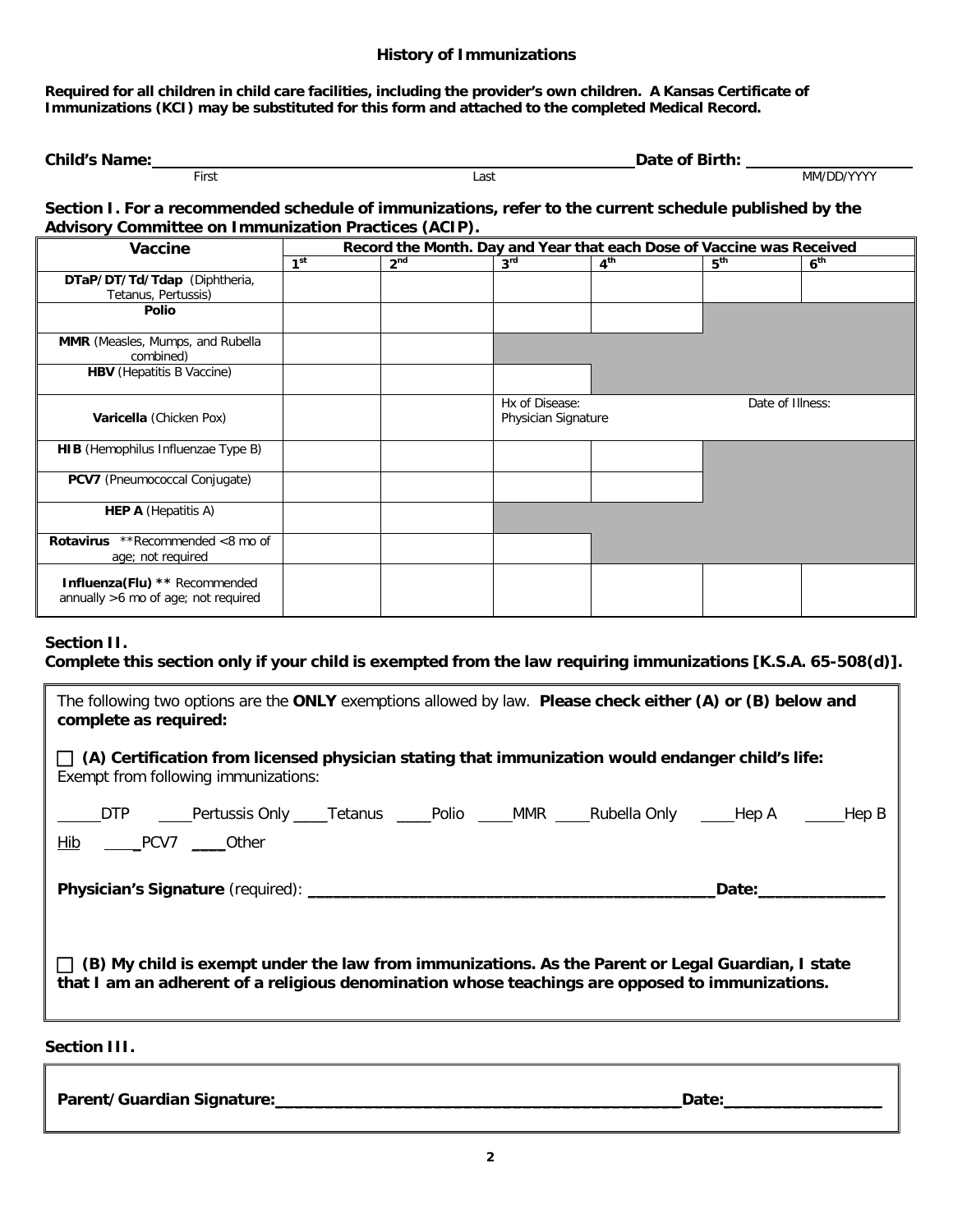## History of Immunizations

**Required for all children in child care facilities, including the provider's own children. A Kansas Certificate of Immunizations (KCI) may be substituted for this form and attached to the completed Medical Record.**

**Child's Name:** ______________________________ **Date of Birth:** ______________
First Last MM/DD/YYYY

**Section I. For a recommended schedule of immunizations, refer to the current schedule published by the Advisory Committee on Immunization Practices (ACIP).**

| Vaccine | Record the Month. Day and Year that each Dose of Vaccine was Received | | | | | |
|---|---|---|---|---|---|---|
| | 1st | 2nd | 3rd | 4th | 5th | 6th |
| **DTaP/DT/Td/Tdap** (Diphtheria, Tetanus, Pertussis) | | | | | | |
| **Polio** | | | | | | |
| **MMR** (Measles, Mumps, and Rubella combined) | | | | | | |
| **HBV** (Hepatitis B Vaccine) | | | | | | |
| **Varicella** (Chicken Pox) | | | Hx of Disease: Physician Signature | | Date of Illness: | |
| **HIB** (Hemophilus Influenzae Type B) | | | | | | |
| **PCV7** (Pneumococcal Conjugate) | | | | | | |
| **HEP A** (Hepatitis A) | | | | | | |
| **Rotavirus** **Recommended <8 mo of age; not required | | | | | | |
| **Influenza(Flu) \*\*** Recommended annually >6 mo of age; not required | | | | | | |

### Section II.
**Complete this section only if your child is exempted from the law requiring immunizations [K.S.A. 65-508(d)].**

The following two options are the **ONLY** exemptions allowed by law. **Please check either (A) or (B) below and complete as required:**

☐ **(A) Certification from licensed physician stating that immunization would endanger child's life:**
Exempt from following immunizations:

_____DTP _____Pertussis Only _____Tetanus _____Polio _____MMR _____Rubella Only _____Hep A _____Hep B
Hib _____PCV7 _____Other

**Physician's Signature** (required): ______________________________ **Date:** ______________

☐ **(B) My child is exempt under the law from immunizations. As the Parent or Legal Guardian, I state that I am an adherent of a religious denomination whose teachings are opposed to immunizations.**

### Section III.

**Parent/Guardian Signature:** ______________________________ **Date:** ______________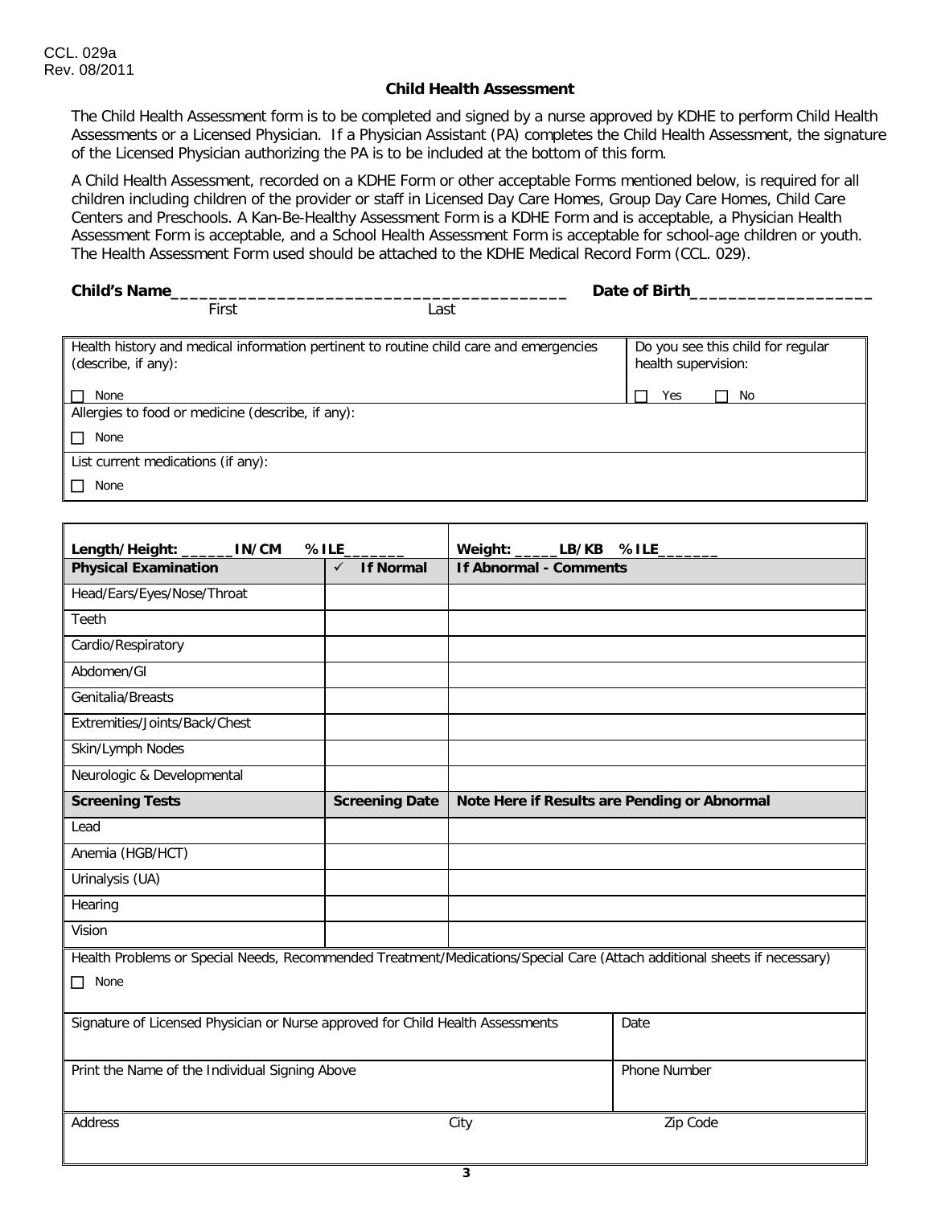CCL. 029a
Rev. 08/2011

## Child Health Assessment

The Child Health Assessment form is to be completed and signed by a nurse approved by KDHE to perform Child Health Assessments or a Licensed Physician. If a Physician Assistant (PA) completes the Child Health Assessment, the signature of the Licensed Physician authorizing the PA is to be included at the bottom of this form.

A Child Health Assessment, recorded on a KDHE Form or other acceptable Forms mentioned below, is required for all children including children of the provider or staff in Licensed Day Care Homes, Group Day Care Homes, Child Care Centers and Preschools. A Kan-Be-Healthy Assessment Form is a KDHE Form and is acceptable, a Physician Health Assessment Form is acceptable, and a School Health Assessment Form is acceptable for school-age children or youth. The Health Assessment Form used should be attached to the KDHE Medical Record Form (CCL. 029).

**Child's Name**_______________________________________ **Date of Birth**__________________
First Last

| | |
|---|---|
| Health history and medical information pertinent to routine child care and emergencies (describe, if any):<br><br>☐ None | Do you see this child for regular health supervision:<br><br>☐ Yes ☐ No |
| Allergies to food or medicine (describe, if any):<br><br>☐ None | |
| List current medications (if any):<br><br>☐ None | |

| **Length/Height: ______IN/CM %ILE_______** | | **Weight: _____LB/KB %ILE_______** |
|---|---|---|
| **Physical Examination** | **✓ If Normal** | **If Abnormal - Comments** |
| Head/Ears/Eyes/Nose/Throat | | |
| Teeth | | |
| Cardio/Respiratory | | |
| Abdomen/GI | | |
| Genitalia/Breasts | | |
| Extremities/Joints/Back/Chest | | |
| Skin/Lymph Nodes | | |
| Neurologic & Developmental | | |
| **Screening Tests** | **Screening Date** | **Note Here if Results are Pending or Abnormal** |
| Lead | | |
| Anemia (HGB/HCT) | | |
| Urinalysis (UA) | | |
| Hearing | | |
| Vision | | |

Health Problems or Special Needs, Recommended Treatment/Medications/Special Care (Attach additional sheets if necessary)

☐ None

| | | |
|---|---|---|
| Signature of Licensed Physician or Nurse approved for Child Health Assessments | | Date |
| Print the Name of the Individual Signing Above | | Phone Number |
| Address | City | Zip Code |